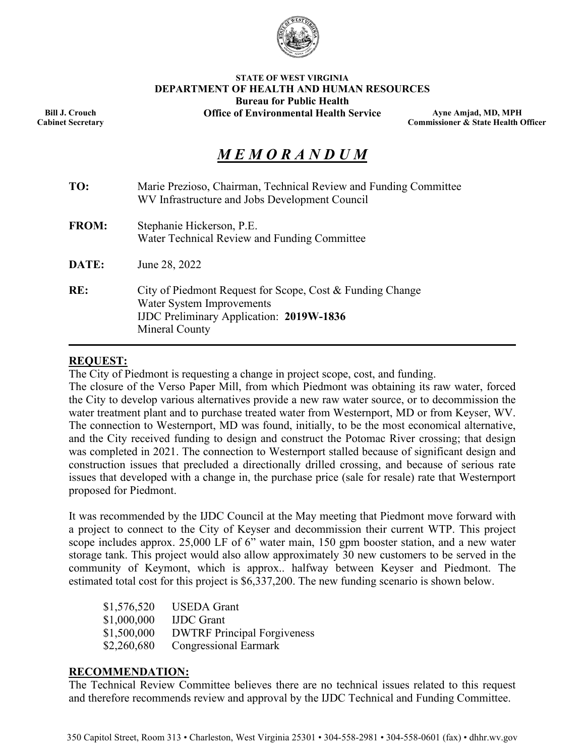**STATE OF WEST VIRGINIA**
**DEPARTMENT OF HEALTH AND HUMAN RESOURCES**
**Bureau for Public Health**
**Office of Environmental Health Service**

**Bill J. Crouch**
**Cabinet Secretary**

**Ayne Amjad, MD, MPH**
**Commissioner & State Health Officer**

# ***M E M O R A N D U M***

**TO:** Marie Prezioso, Chairman, Technical Review and Funding Committee
WV Infrastructure and Jobs Development Council

**FROM:** Stephanie Hickerson, P.E.
Water Technical Review and Funding Committee

**DATE:** June 28, 2022

**RE:** City of Piedmont Request for Scope, Cost & Funding Change
Water System Improvements
IJDC Preliminary Application: **2019W-1836**
Mineral County

---

## REQUEST:

The City of Piedmont is requesting a change in project scope, cost, and funding.
The closure of the Verso Paper Mill, from which Piedmont was obtaining its raw water, forced the City to develop various alternatives provide a new raw water source, or to decommission the water treatment plant and to purchase treated water from Westernport, MD or from Keyser, WV. The connection to Westernport, MD was found, initially, to be the most economical alternative, and the City received funding to design and construct the Potomac River crossing; that design was completed in 2021. The connection to Westernport stalled because of significant design and construction issues that precluded a directionally drilled crossing, and because of serious rate issues that developed with a change in, the purchase price (sale for resale) rate that Westernport proposed for Piedmont.

It was recommended by the IJDC Council at the May meeting that Piedmont move forward with a project to connect to the City of Keyser and decommission their current WTP. This project scope includes approx. 25,000 LF of 6" water main, 150 gpm booster station, and a new water storage tank. This project would also allow approximately 30 new customers to be served in the community of Keymont, which is approx.. halfway between Keyser and Piedmont. The estimated total cost for this project is $6,337,200. The new funding scenario is shown below.

| | |
|---|---|
| $1,576,520 | USEDA Grant |
| $1,000,000 | IJDC Grant |
| $1,500,000 | DWTRF Principal Forgiveness |
| $2,260,680 | Congressional Earmark |

## RECOMMENDATION:

The Technical Review Committee believes there are no technical issues related to this request and therefore recommends review and approval by the IJDC Technical and Funding Committee.

350 Capitol Street, Room 313 • Charleston, West Virginia 25301 • 304-558-2981 • 304-558-0601 (fax) • dhhr.wv.gov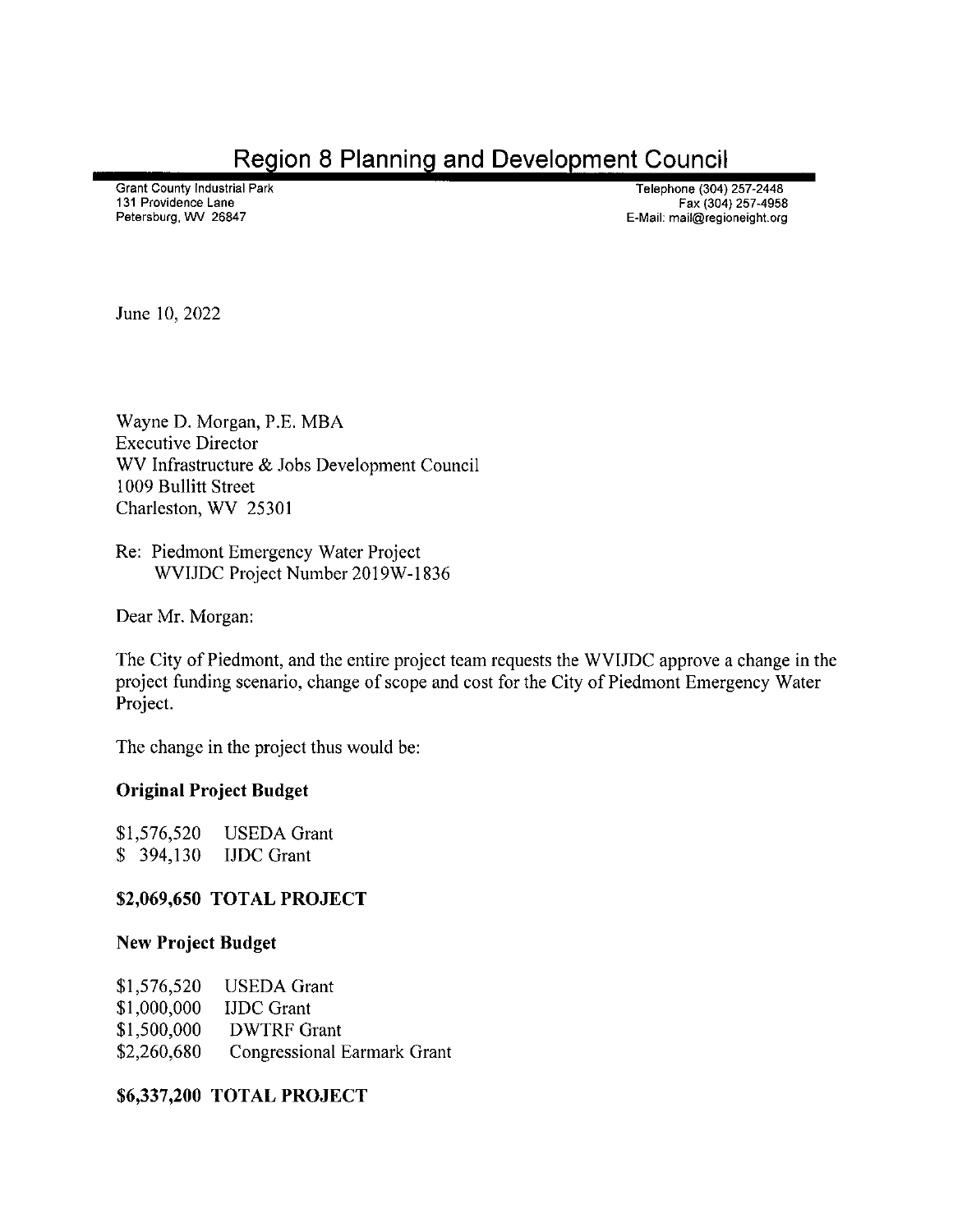# Region 8 Planning and Development Council

Grant County Industrial Park
131 Providence Lane
Petersburg, WV 26847

Telephone (304) 257-2448
Fax (304) 257-4958
E-Mail: mail@regioneight.org

June 10, 2022

Wayne D. Morgan, P.E. MBA
Executive Director
WV Infrastructure & Jobs Development Council
1009 Bullitt Street
Charleston, WV 25301

Re: Piedmont Emergency Water Project
WVIJDC Project Number 2019W-1836

Dear Mr. Morgan:

The City of Piedmont, and the entire project team requests the WVIJDC approve a change in the project funding scenario, change of scope and cost for the City of Piedmont Emergency Water Project.

The change in the project thus would be:

**Original Project Budget**

$1,576,520 USEDA Grant
$ 394,130 IJDC Grant

**$2,069,650 TOTAL PROJECT**

**New Project Budget**

$1,576,520 USEDA Grant
$1,000,000 IJDC Grant
$1,500,000 DWTRF Grant
$2,260,680 Congressional Earmark Grant

**$6,337,200 TOTAL PROJECT**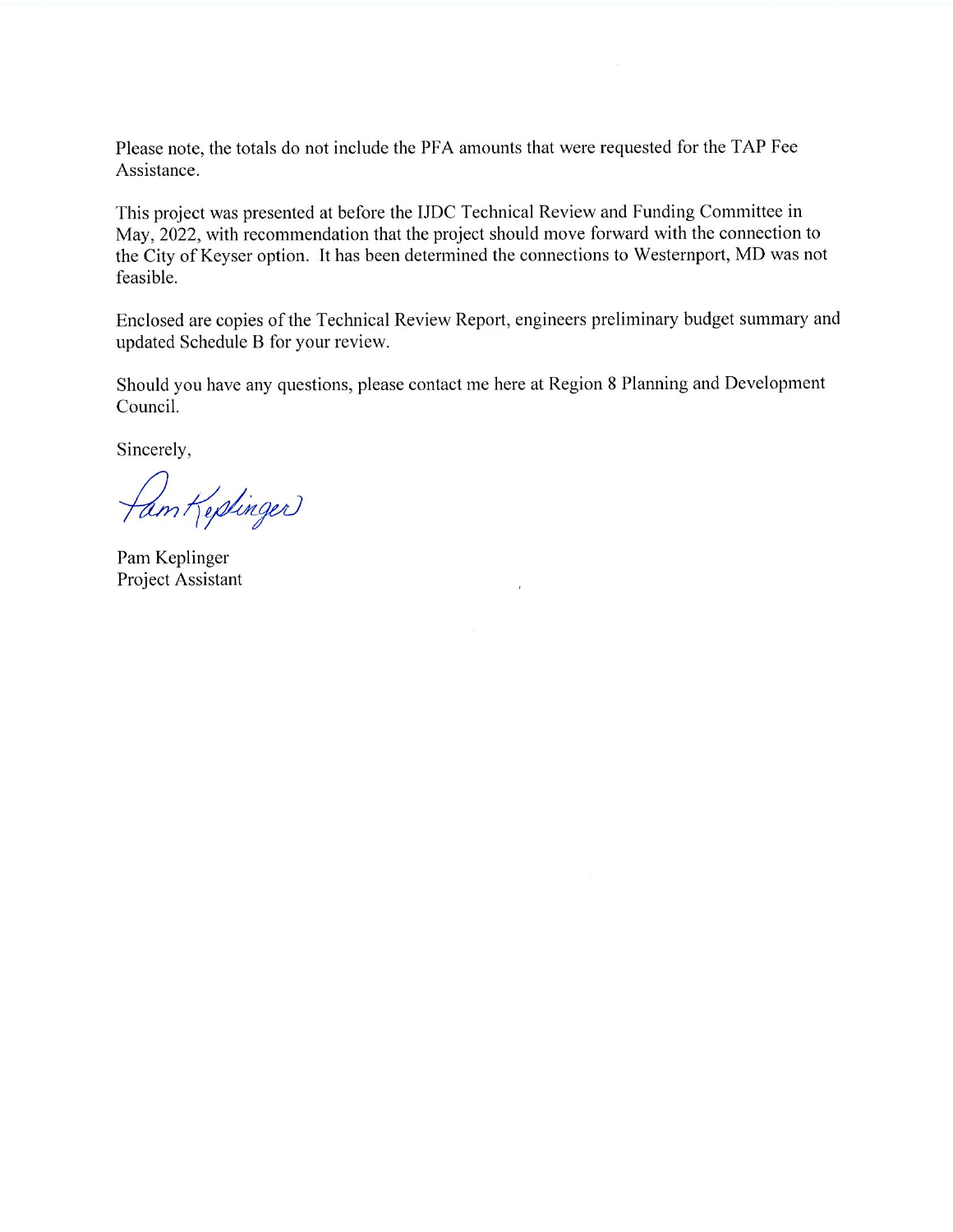Please note, the totals do not include the PFA amounts that were requested for the TAP Fee Assistance.

This project was presented at before the IJDC Technical Review and Funding Committee in May, 2022, with recommendation that the project should move forward with the connection to the City of Keyser option. It has been determined the connections to Westernport, MD was not feasible.

Enclosed are copies of the Technical Review Report, engineers preliminary budget summary and updated Schedule B for your review.

Should you have any questions, please contact me here at Region 8 Planning and Development Council.

Sincerely,

Pam Keplinger

Pam Keplinger
Project Assistant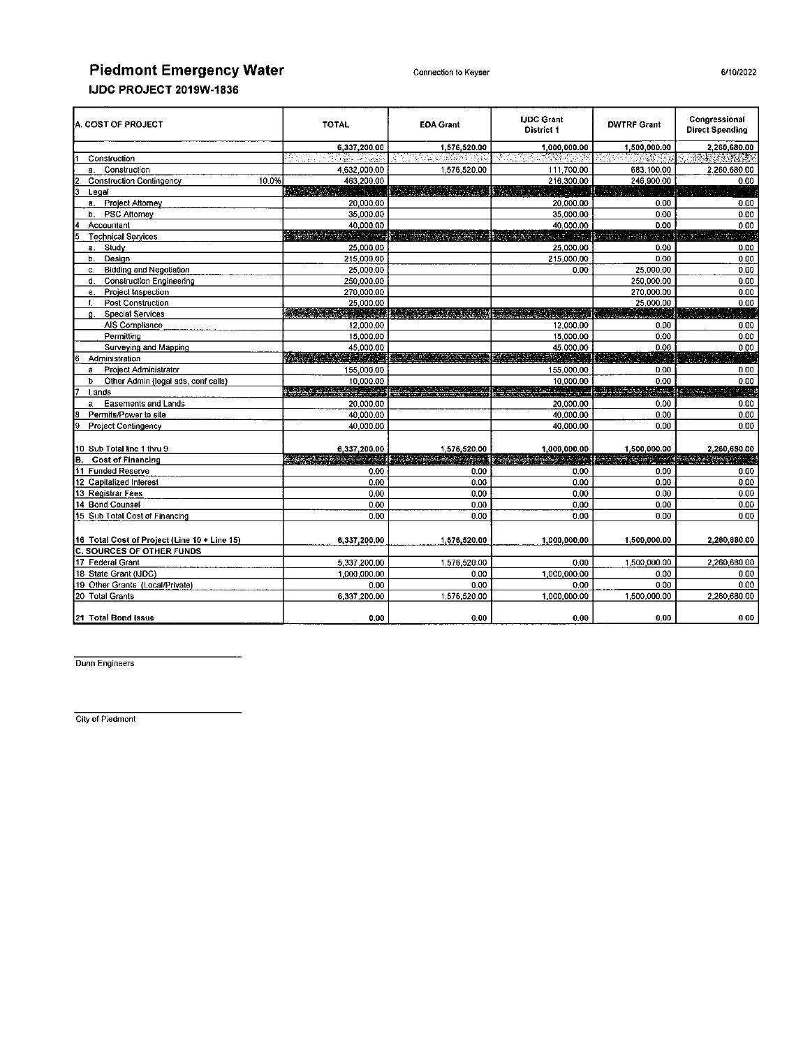# Piedmont Emergency Water

Connection to Keyser

6/10/2022

## IJDC PROJECT 2019W-1836

| A. COST OF PROJECT | | TOTAL | EDA Grant | IJDC Grant District 1 | DWTRF Grant | Congressional Direct Spending |
|---|---|---|---|---|---|---|
| | | 6,337,200.00 | 1,576,520.00 | 1,000,000.00 | 1,500,000.00 | 2,260,680.00 |
| 1 Construction | | | | | | |
| a. Construction | | 4,632,000.00 | 1,576,520.00 | 111,700.00 | 683,100.00 | 2,260,680.00 |
| 2 Construction Contingency | 10.0% | 463,200.00 | | 216,300.00 | 246,900.00 | 0.00 |
| 3 Legal | | | | | | |
| a. Project Attorney | | 20,000.00 | | 20,000.00 | 0.00 | 0.00 |
| b. PSC Attorney | | 35,000.00 | | 35,000.00 | 0.00 | 0.00 |
| 4 Accountant | | 40,000.00 | | 40,000.00 | 0.00 | 0.00 |
| 5 Technical Services | | | | | | |
| a. Study | | 25,000.00 | | 25,000.00 | 0.00 | 0.00 |
| b. Design | | 215,000.00 | | 215,000.00 | 0.00 | 0.00 |
| c. Bidding and Negotiation | | 25,000.00 | | 0.00 | 25,000.00 | 0.00 |
| d. Construction Engineering | | 250,000.00 | | | 250,000.00 | 0.00 |
| e. Project Inspection | | 270,000.00 | | | 270,000.00 | 0.00 |
| f. Post Construction | | 25,000.00 | | | 25,000.00 | 0.00 |
| g. Special Services | | | | | | |
| AIS Compliance | | 12,000.00 | | 12,000.00 | 0.00 | 0.00 |
| Permitting | | 15,000.00 | | 15,000.00 | 0.00 | 0.00 |
| Surveying and Mapping | | 45,000.00 | | 45,000.00 | 0.00 | 0.00 |
| 6 Administration | | | | | | |
| a Project Administrator | | 155,000.00 | | 155,000.00 | 0.00 | 0.00 |
| b Other Admin (legal ads, conf calls) | | 10,000.00 | | 10,000.00 | 0.00 | 0.00 |
| 7 Lands | | | | | | |
| a Easements and Lands | | 20,000.00 | | 20,000.00 | 0.00 | 0.00 |
| 8 Permits/Power to site | | 40,000.00 | | 40,000.00 | 0.00 | 0.00 |
| 9 Project Contingency | | 40,000.00 | | 40,000.00 | 0.00 | 0.00 |
| 10 Sub Total line 1 thru 9 | | 6,337,200.00 | 1,576,520.00 | 1,000,000.00 | 1,500,000.00 | 2,260,680.00 |
| B. Cost of Financing | | | | | | |
| 11 Funded Reserve | | 0.00 | 0.00 | 0.00 | 0.00 | 0.00 |
| 12 Capitalized Interest | | 0.00 | 0.00 | 0.00 | 0.00 | 0.00 |
| 13 Registrar Fees | | 0.00 | 0.00 | 0.00 | 0.00 | 0.00 |
| 14 Bond Counsel | | 0.00 | 0.00 | 0.00 | 0.00 | 0.00 |
| 15 Sub Total Cost of Financing | | 0.00 | 0.00 | 0.00 | 0.00 | 0.00 |
| 16 Total Cost of Project (Line 10 + Line 15) | | 6,337,200.00 | 1,576,520.00 | 1,000,000.00 | 1,500,000.00 | 2,260,680.00 |
| C. SOURCES OF OTHER FUNDS | | | | | | |
| 17 Federal Grant | | 5,337,200.00 | 1,576,520.00 | 0.00 | 1,500,000.00 | 2,260,680.00 |
| 18 State Grant (IJDC) | | 1,000,000.00 | 0.00 | 1,000,000.00 | 0.00 | 0.00 |
| 19 Other Grants (Local/Private) | | 0.00 | 0.00 | 0.00 | 0.00 | 0.00 |
| 20 Total Grants | | 6,337,200.00 | 1,576,520.00 | 1,000,000.00 | 1,500,000.00 | 2,260,680.00 |
| 21 Total Bond Issue | | 0.00 | 0.00 | 0.00 | 0.00 | 0.00 |

Dunn Engineers

City of Piedmont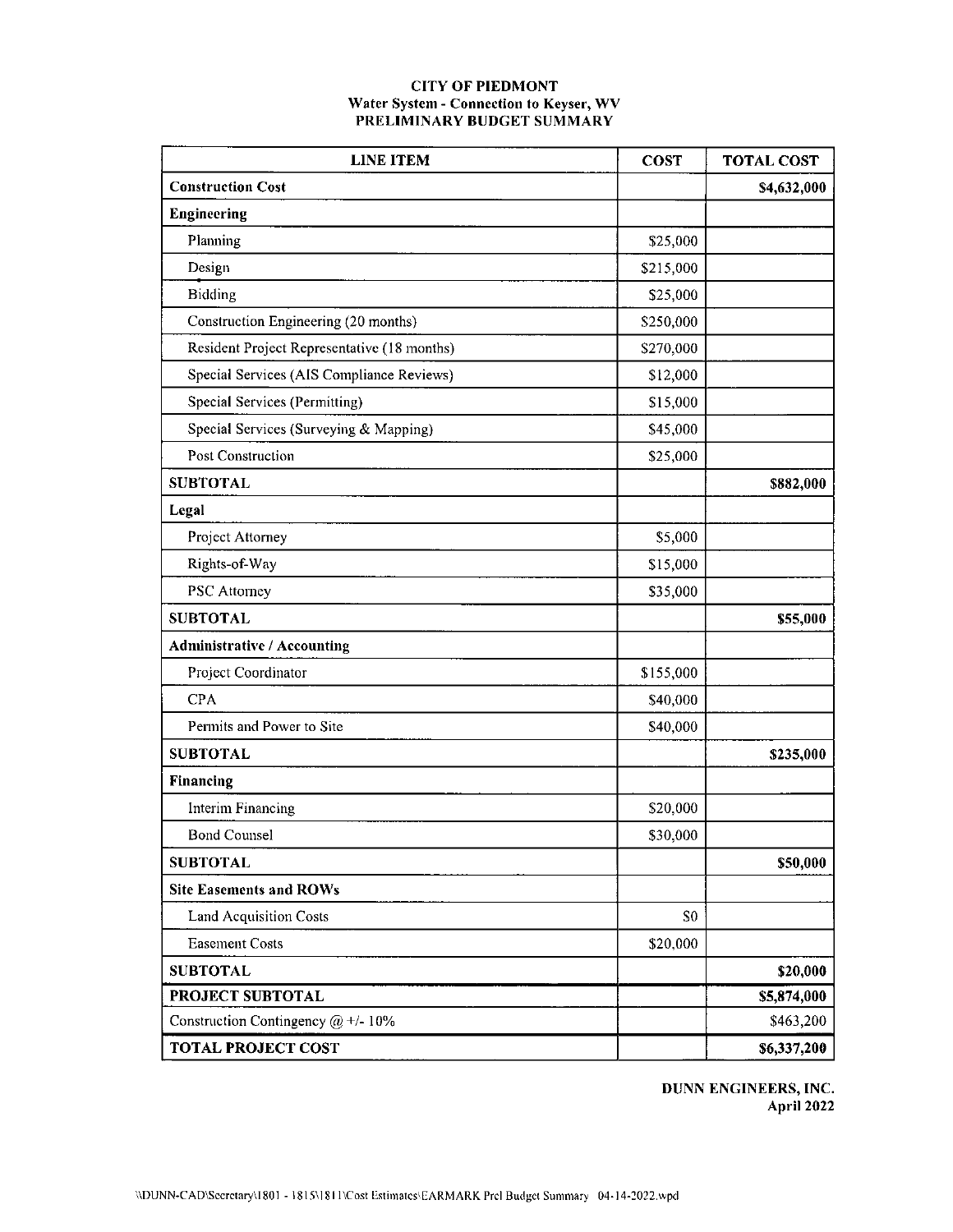**CITY OF PIEDMONT**
**Water System - Connection to Keyser, WV**
**PRELIMINARY BUDGET SUMMARY**

| LINE ITEM | COST | TOTAL COST |
|---|---|---|
| **Construction Cost** | | **$4,632,000** |
| **Engineering** | | |
| Planning | $25,000 | |
| Design | $215,000 | |
| Bidding | $25,000 | |
| Construction Engineering (20 months) | $250,000 | |
| Resident Project Representative (18 months) | $270,000 | |
| Special Services (AIS Compliance Reviews) | $12,000 | |
| Special Services (Permitting) | $15,000 | |
| Special Services (Surveying & Mapping) | $45,000 | |
| Post Construction | $25,000 | |
| **SUBTOTAL** | | **$882,000** |
| **Legal** | | |
| Project Attorney | $5,000 | |
| Rights-of-Way | $15,000 | |
| PSC Attorney | $35,000 | |
| **SUBTOTAL** | | **$55,000** |
| **Administrative / Accounting** | | |
| Project Coordinator | $155,000 | |
| CPA | $40,000 | |
| Permits and Power to Site | $40,000 | |
| **SUBTOTAL** | | **$235,000** |
| **Financing** | | |
| Interim Financing | $20,000 | |
| Bond Counsel | $30,000 | |
| **SUBTOTAL** | | **$50,000** |
| **Site Easements and ROWs** | | |
| Land Acquisition Costs | $0 | |
| Easement Costs | $20,000 | |
| **SUBTOTAL** | | **$20,000** |
| **PROJECT SUBTOTAL** | | **$5,874,000** |
| Construction Contingency @ +/- 10% | | $463,200 |
| **TOTAL PROJECT COST** | | **$6,337,200** |

**DUNN ENGINEERS, INC.**
**April 2022**

\\DUNN-CAD\Secretary\1801 - 1815\1811\Cost Estimates\EARMARK Prel Budget Summary 04-14-2022.wpd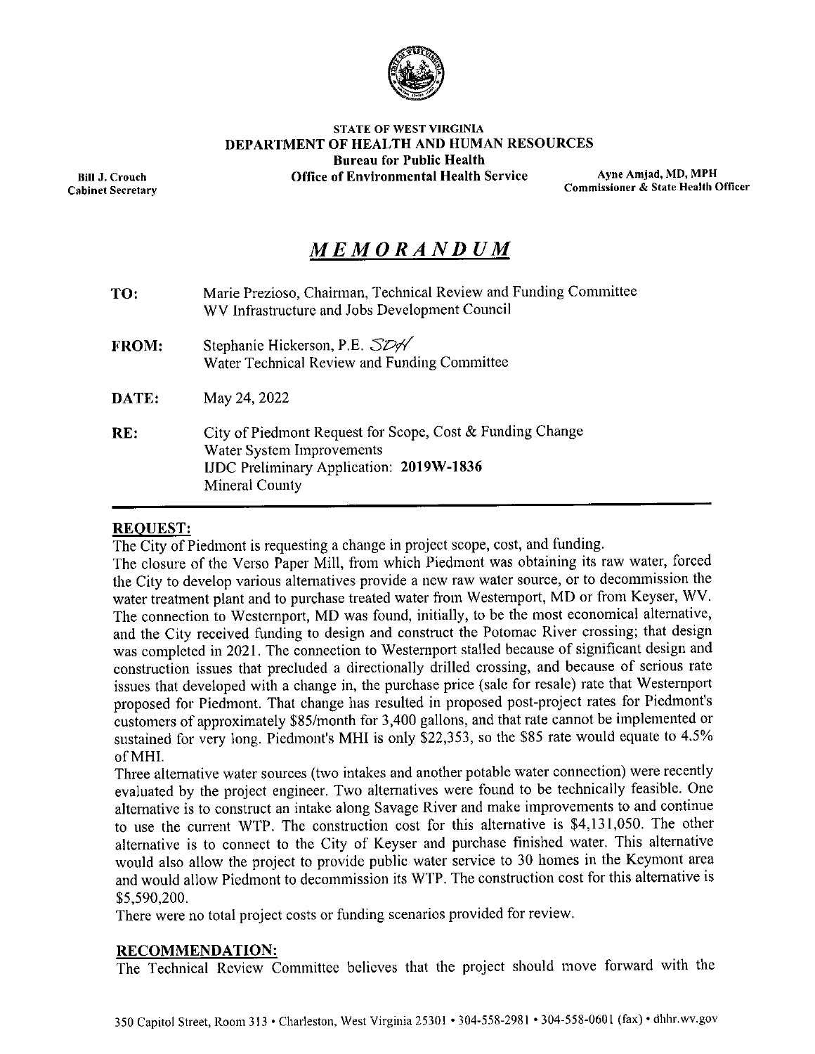STATE OF WEST VIRGINIA
**DEPARTMENT OF HEALTH AND HUMAN RESOURCES**
**Bureau for Public Health**
**Office of Environmental Health Service**

**Bill J. Crouch**
**Cabinet Secretary**

**Ayne Amjad, MD, MPH**
**Commissioner & State Health Officer**

# *MEMORANDUM*

**TO:** Marie Prezioso, Chairman, Technical Review and Funding Committee
WV Infrastructure and Jobs Development Council

**FROM:** Stephanie Hickerson, P.E. *SDH*
Water Technical Review and Funding Committee

**DATE:** May 24, 2022

**RE:** City of Piedmont Request for Scope, Cost & Funding Change
Water System Improvements
IJDC Preliminary Application: **2019W-1836**
Mineral County

## REQUEST:

The City of Piedmont is requesting a change in project scope, cost, and funding.
The closure of the Verso Paper Mill, from which Piedmont was obtaining its raw water, forced the City to develop various alternatives provide a new raw water source, or to decommission the water treatment plant and to purchase treated water from Westernport, MD or from Keyser, WV. The connection to Westernport, MD was found, initially, to be the most economical alternative, and the City received funding to design and construct the Potomac River crossing; that design was completed in 2021. The connection to Westernport stalled because of significant design and construction issues that precluded a directionally drilled crossing, and because of serious rate issues that developed with a change in, the purchase price (sale for resale) rate that Westernport proposed for Piedmont. That change has resulted in proposed post-project rates for Piedmont's customers of approximately $85/month for 3,400 gallons, and that rate cannot be implemented or sustained for very long. Piedmont's MHI is only $22,353, so the $85 rate would equate to 4.5% of MHI.
Three alternative water sources (two intakes and another potable water connection) were recently evaluated by the project engineer. Two alternatives were found to be technically feasible. One alternative is to construct an intake along Savage River and make improvements to and continue to use the current WTP. The construction cost for this alternative is $4,131,050. The other alternative is to connect to the City of Keyser and purchase finished water. This alternative would also allow the project to provide public water service to 30 homes in the Keymont area and would allow Piedmont to decommission its WTP. The construction cost for this alternative is $5,590,200.
There were no total project costs or funding scenarios provided for review.

## RECOMMENDATION:

The Technical Review Committee believes that the project should move forward with the

350 Capitol Street, Room 313 • Charleston, West Virginia 25301 • 304-558-2981 • 304-558-0601 (fax) • dhhr.wv.gov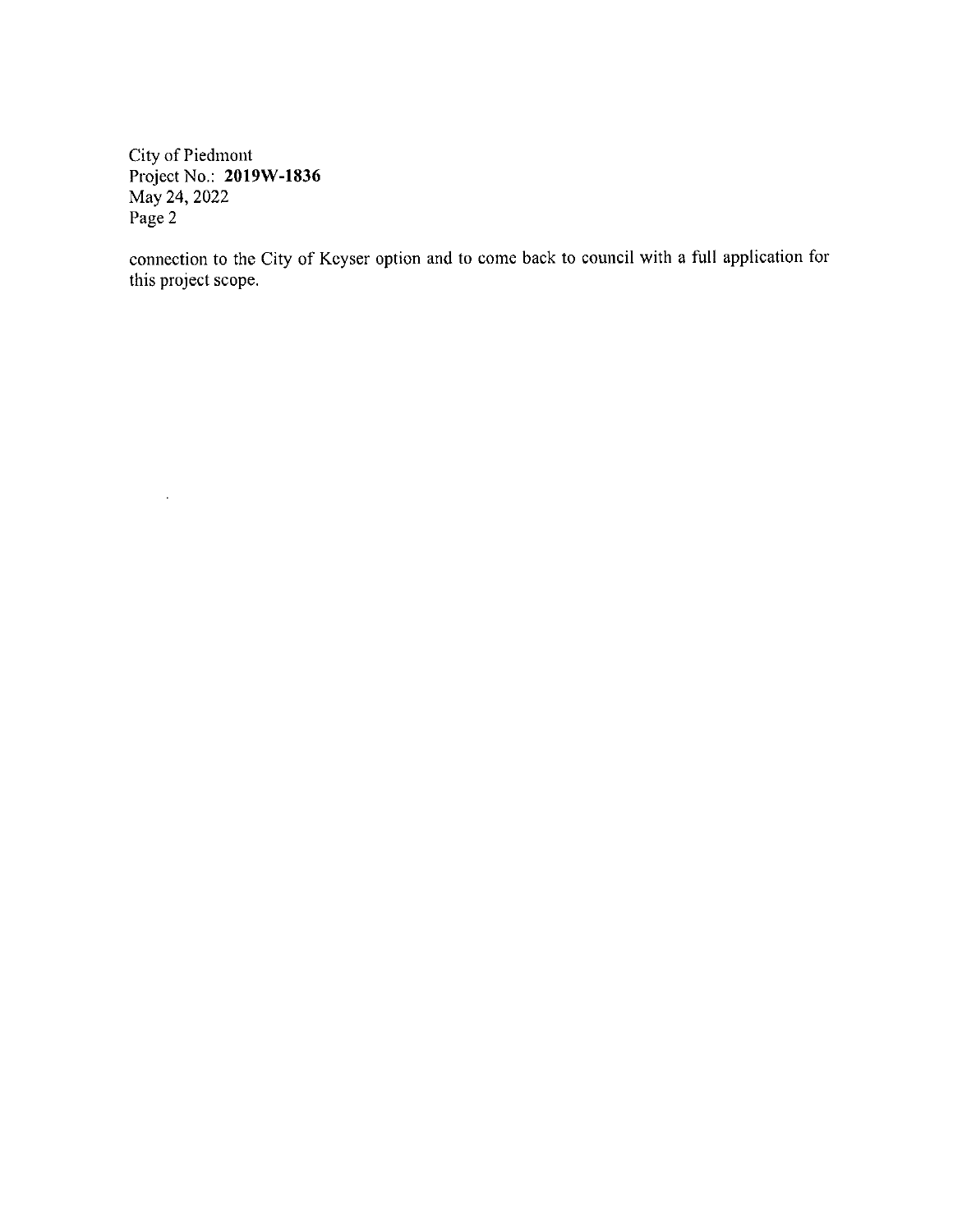connection to the City of Keyser option and to come back to council with a full application for this project scope.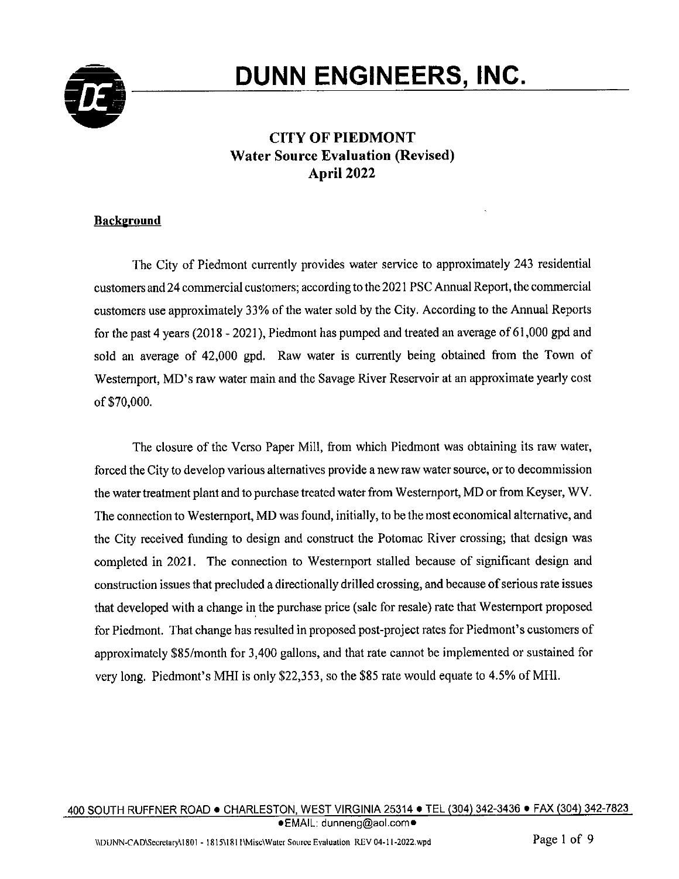# DUNN ENGINEERS, INC.

## CITY OF PIEDMONT
### Water Source Evaluation (Revised)
### April 2022

**Background**

The City of Piedmont currently provides water service to approximately 243 residential customers and 24 commercial customers; according to the 2021 PSC Annual Report, the commercial customers use approximately 33% of the water sold by the City. According to the Annual Reports for the past 4 years (2018 - 2021), Piedmont has pumped and treated an average of 61,000 gpd and sold an average of 42,000 gpd. Raw water is currently being obtained from the Town of Westernport, MD's raw water main and the Savage River Reservoir at an approximate yearly cost of $70,000.

The closure of the Verso Paper Mill, from which Piedmont was obtaining its raw water, forced the City to develop various alternatives provide a new raw water source, or to decommission the water treatment plant and to purchase treated water from Westernport, MD or from Keyser, WV. The connection to Westernport, MD was found, initially, to be the most economical alternative, and the City received funding to design and construct the Potomac River crossing; that design was completed in 2021. The connection to Westernport stalled because of significant design and construction issues that precluded a directionally drilled crossing, and because of serious rate issues that developed with a change in the purchase price (sale for resale) rate that Westernport proposed for Piedmont. That change has resulted in proposed post-project rates for Piedmont's customers of approximately $85/month for 3,400 gallons, and that rate cannot be implemented or sustained for very long. Piedmont's MHI is only $22,353, so the $85 rate would equate to 4.5% of MHI.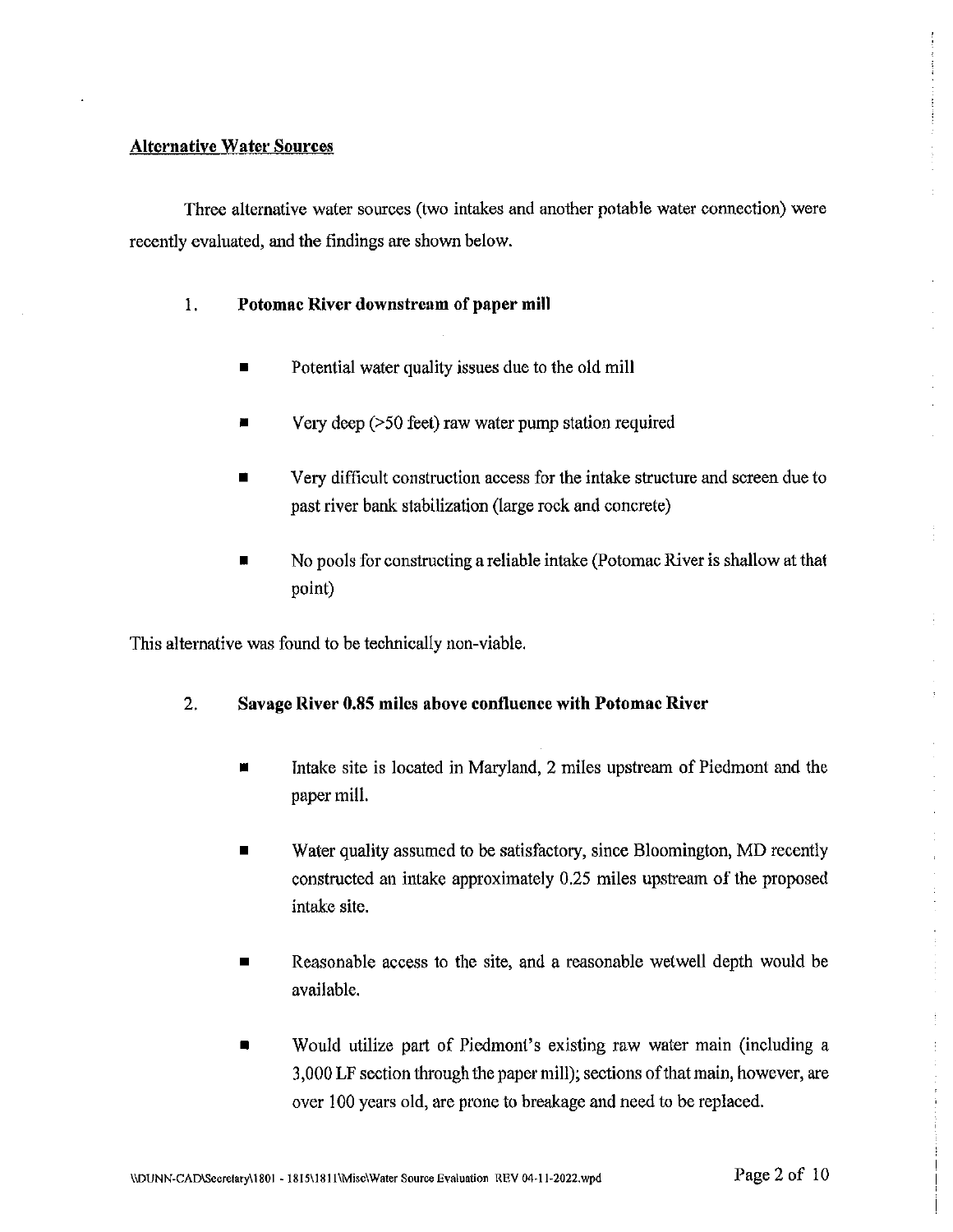## Alternative Water Sources

Three alternative water sources (two intakes and another potable water connection) were recently evaluated, and the findings are shown below.

1. **Potomac River downstream of paper mill**

   - Potential water quality issues due to the old mill
   - Very deep (>50 feet) raw water pump station required
   - Very difficult construction access for the intake structure and screen due to past river bank stabilization (large rock and concrete)
   - No pools for constructing a reliable intake (Potomac River is shallow at that point)

This alternative was found to be technically non-viable.

2. **Savage River 0.85 miles above confluence with Potomac River**

   - Intake site is located in Maryland, 2 miles upstream of Piedmont and the paper mill.
   - Water quality assumed to be satisfactory, since Bloomington, MD recently constructed an intake approximately 0.25 miles upstream of the proposed intake site.
   - Reasonable access to the site, and a reasonable wetwell depth would be available.
   - Would utilize part of Piedmont's existing raw water main (including a 3,000 LF section through the paper mill); sections of that main, however, are over 100 years old, are prone to breakage and need to be replaced.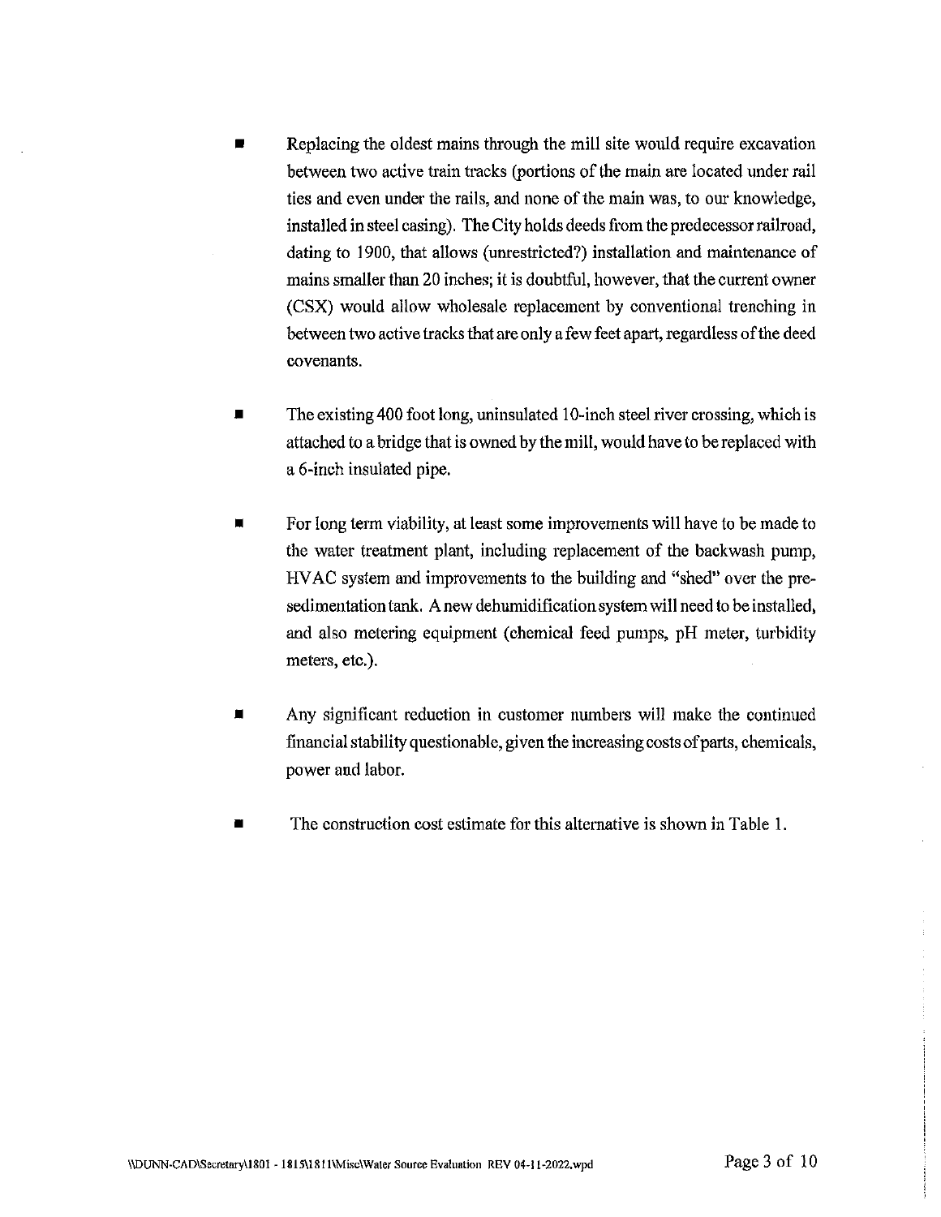- Replacing the oldest mains through the mill site would require excavation between two active train tracks (portions of the main are located under rail ties and even under the rails, and none of the main was, to our knowledge, installed in steel casing). The City holds deeds from the predecessor railroad, dating to 1900, that allows (unrestricted?) installation and maintenance of mains smaller than 20 inches; it is doubtful, however, that the current owner (CSX) would allow wholesale replacement by conventional trenching in between two active tracks that are only a few feet apart, regardless of the deed covenants.

- The existing 400 foot long, uninsulated 10-inch steel river crossing, which is attached to a bridge that is owned by the mill, would have to be replaced with a 6-inch insulated pipe.

- For long term viability, at least some improvements will have to be made to the water treatment plant, including replacement of the backwash pump, HVAC system and improvements to the building and "shed" over the pre-sedimentation tank. A new dehumidification system will need to be installed, and also metering equipment (chemical feed pumps, pH meter, turbidity meters, etc.).

- Any significant reduction in customer numbers will make the continued financial stability questionable, given the increasing costs of parts, chemicals, power and labor.

- The construction cost estimate for this alternative is shown in Table 1.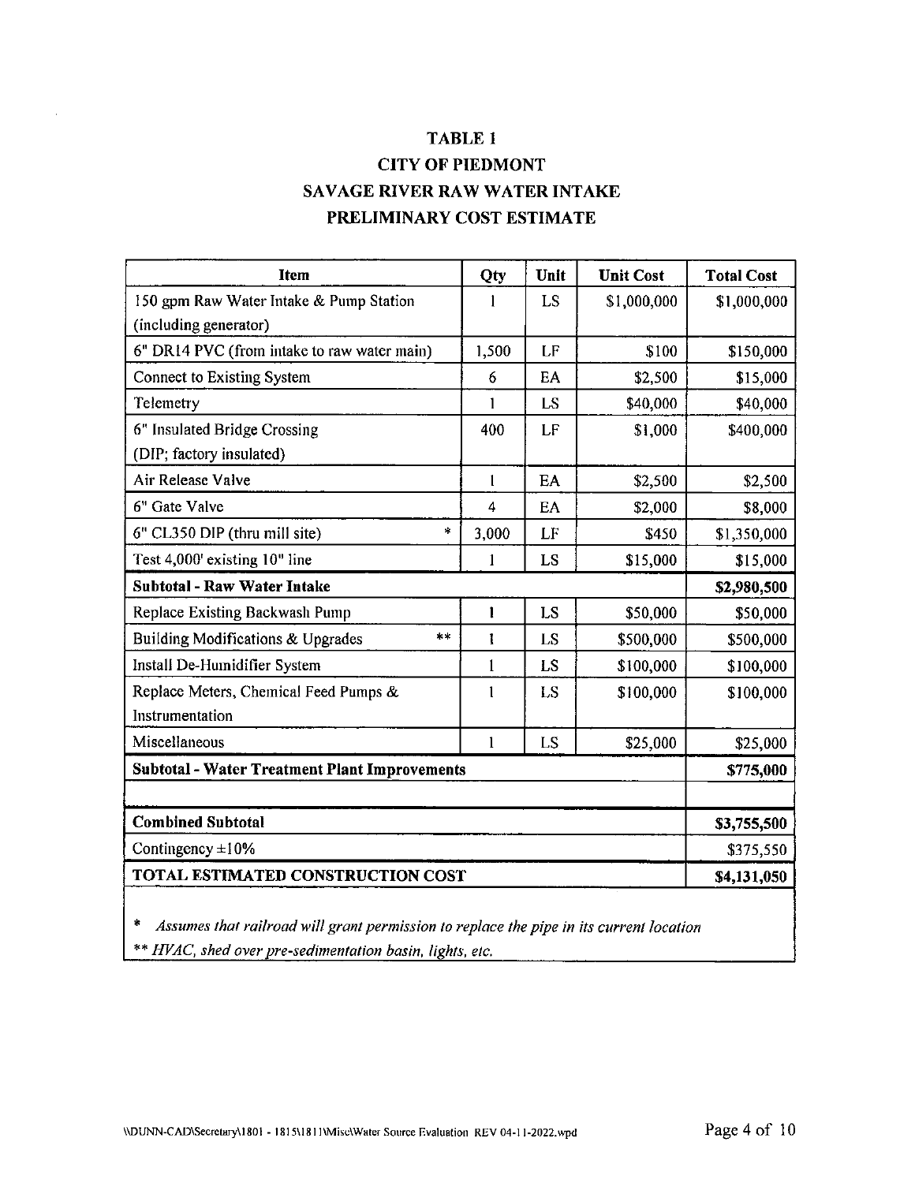# TABLE 1

# CITY OF PIEDMONT

# SAVAGE RIVER RAW WATER INTAKE

# PRELIMINARY COST ESTIMATE

| Item | Qty | Unit | Unit Cost | Total Cost |
|---|---|---|---|---|
| 150 gpm Raw Water Intake & Pump Station (including generator) | 1 | LS | $1,000,000 | $1,000,000 |
| 6" DR14 PVC (from intake to raw water main) | 1,500 | LF | $100 | $150,000 |
| Connect to Existing System | 6 | EA | $2,500 | $15,000 |
| Telemetry | 1 | LS | $40,000 | $40,000 |
| 6" Insulated Bridge Crossing (DIP; factory insulated) | 400 | LF | $1,000 | $400,000 |
| Air Release Valve | 1 | EA | $2,500 | $2,500 |
| 6" Gate Valve | 4 | EA | $2,000 | $8,000 |
| 6" CL350 DIP (thru mill site) * | 3,000 | LF | $450 | $1,350,000 |
| Test 4,000' existing 10" line | 1 | LS | $15,000 | $15,000 |
| **Subtotal - Raw Water Intake** | | | | **$2,980,500** |
| Replace Existing Backwash Pump | 1 | LS | $50,000 | $50,000 |
| Building Modifications & Upgrades ** | 1 | LS | $500,000 | $500,000 |
| Install De-Humidifier System | 1 | LS | $100,000 | $100,000 |
| Replace Meters, Chemical Feed Pumps & Instrumentation | 1 | LS | $100,000 | $100,000 |
| Miscellaneous | 1 | LS | $25,000 | $25,000 |
| **Subtotal - Water Treatment Plant Improvements** | | | | **$775,000** |
| | | | | |
| **Combined Subtotal** | | | | **$3,755,500** |
| Contingency ±10% | | | | $375,550 |
| **TOTAL ESTIMATED CONSTRUCTION COST** | | | | **$4,131,050** |

\* *Assumes that railroad will grant permission to replace the pipe in its current location*

** *HVAC, shed over pre-sedimentation basin, lights, etc.*

\\DUNN-CAD\Secretary\1801 - 1815\1811\Misc\Water Source Evaluation REV 04-11-2022.wpd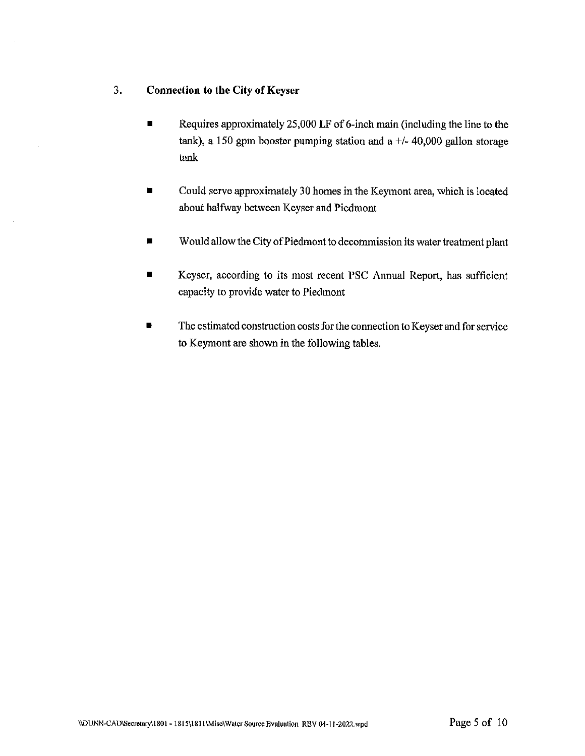### 3. Connection to the City of Keyser

- Requires approximately 25,000 LF of 6-inch main (including the line to the tank), a 150 gpm booster pumping station and a +/- 40,000 gallon storage tank

- Could serve approximately 30 homes in the Keymont area, which is located about halfway between Keyser and Piedmont

- Would allow the City of Piedmont to decommission its water treatment plant

- Keyser, according to its most recent PSC Annual Report, has sufficient capacity to provide water to Piedmont

- The estimated construction costs for the connection to Keyser and for service to Keymont are shown in the following tables.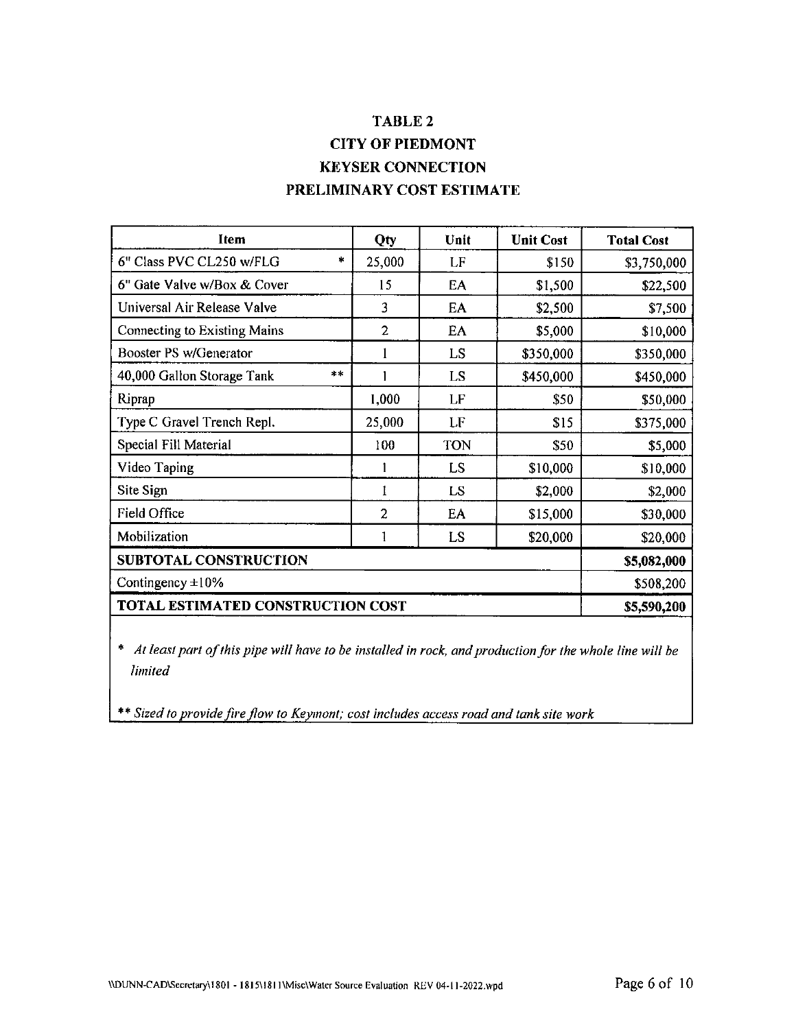# TABLE 2
## CITY OF PIEDMONT
## KEYSER CONNECTION
## PRELIMINARY COST ESTIMATE

| Item | Qty | Unit | Unit Cost | Total Cost |
|---|---|---|---|---|
| 6" Class PVC CL250 w/FLG * | 25,000 | LF | $150 | $3,750,000 |
| 6" Gate Valve w/Box & Cover | 15 | EA | $1,500 | $22,500 |
| Universal Air Release Valve | 3 | EA | $2,500 | $7,500 |
| Connecting to Existing Mains | 2 | EA | $5,000 | $10,000 |
| Booster PS w/Generator | 1 | LS | $350,000 | $350,000 |
| 40,000 Gallon Storage Tank ** | 1 | LS | $450,000 | $450,000 |
| Riprap | 1,000 | LF | $50 | $50,000 |
| Type C Gravel Trench Repl. | 25,000 | LF | $15 | $375,000 |
| Special Fill Material | 100 | TON | $50 | $5,000 |
| Video Taping | 1 | LS | $10,000 | $10,000 |
| Site Sign | 1 | LS | $2,000 | $2,000 |
| Field Office | 2 | EA | $15,000 | $30,000 |
| Mobilization | 1 | LS | $20,000 | $20,000 |
| **SUBTOTAL CONSTRUCTION** | | | | **$5,082,000** |
| Contingency ±10% | | | | $508,200 |
| **TOTAL ESTIMATED CONSTRUCTION COST** | | | | **$5,590,200** |

* *At least part of this pipe will have to be installed in rock, and production for the whole line will be limited*

** *Sized to provide fire flow to Keymont; cost includes access road and tank site work*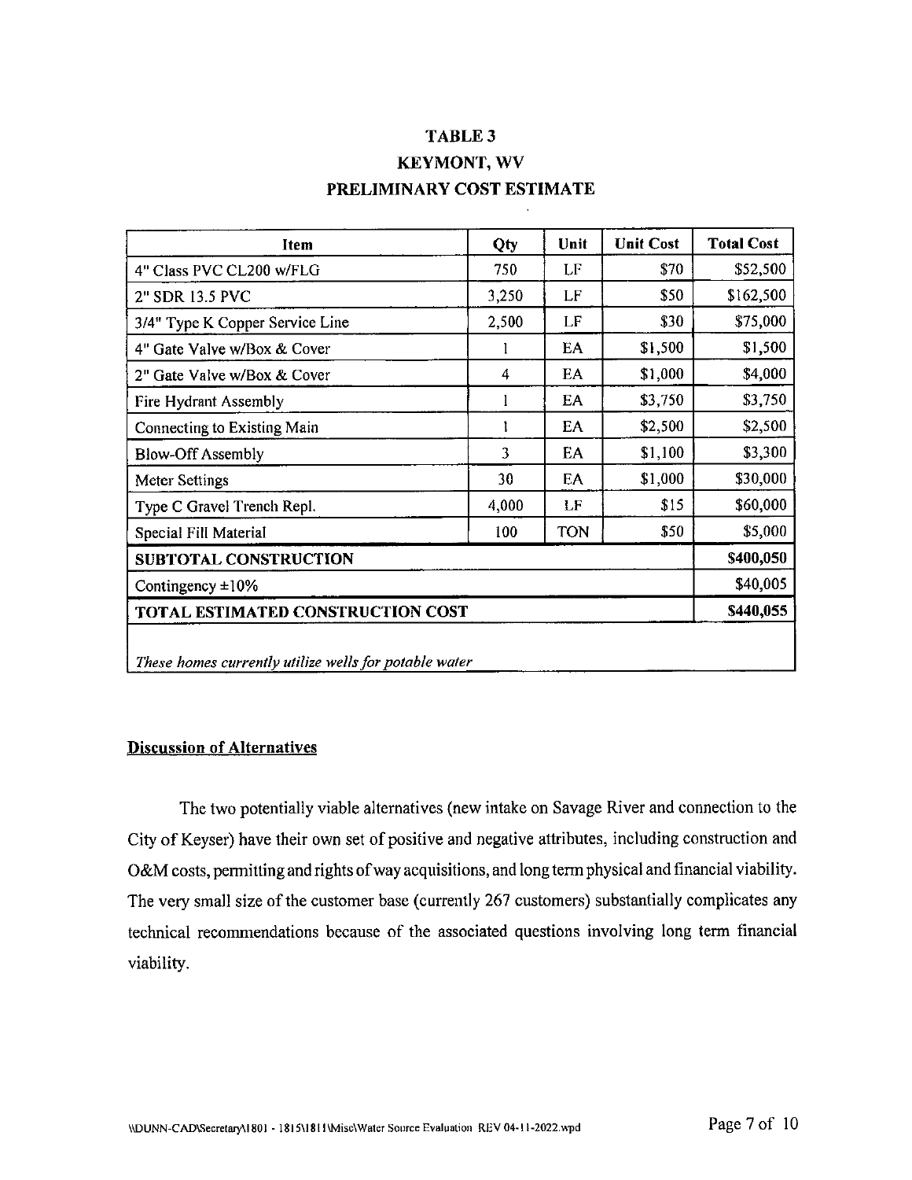## TABLE 3
## KEYMONT, WV
## PRELIMINARY COST ESTIMATE

| Item | Qty | Unit | Unit Cost | Total Cost |
|---|---|---|---|---|
| 4" Class PVC CL200 w/FLG | 750 | LF | $70 | $52,500 |
| 2" SDR 13.5 PVC | 3,250 | LF | $50 | $162,500 |
| 3/4" Type K Copper Service Line | 2,500 | LF | $30 | $75,000 |
| 4" Gate Valve w/Box & Cover | 1 | EA | $1,500 | $1,500 |
| 2" Gate Valve w/Box & Cover | 4 | EA | $1,000 | $4,000 |
| Fire Hydrant Assembly | 1 | EA | $3,750 | $3,750 |
| Connecting to Existing Main | 1 | EA | $2,500 | $2,500 |
| Blow-Off Assembly | 3 | EA | $1,100 | $3,300 |
| Meter Settings | 30 | EA | $1,000 | $30,000 |
| Type C Gravel Trench Repl. | 4,000 | LF | $15 | $60,000 |
| Special Fill Material | 100 | TON | $50 | $5,000 |
| **SUBTOTAL CONSTRUCTION** | | | | $400,050 |
| Contingency ±10% | | | | $40,005 |
| **TOTAL ESTIMATED CONSTRUCTION COST** | | | | $440,055 |
| *These homes currently utilize wells for potable water* | | | | |

### Discussion of Alternatives

The two potentially viable alternatives (new intake on Savage River and connection to the City of Keyser) have their own set of positive and negative attributes, including construction and O&M costs, permitting and rights of way acquisitions, and long term physical and financial viability. The very small size of the customer base (currently 267 customers) substantially complicates any technical recommendations because of the associated questions involving long term financial viability.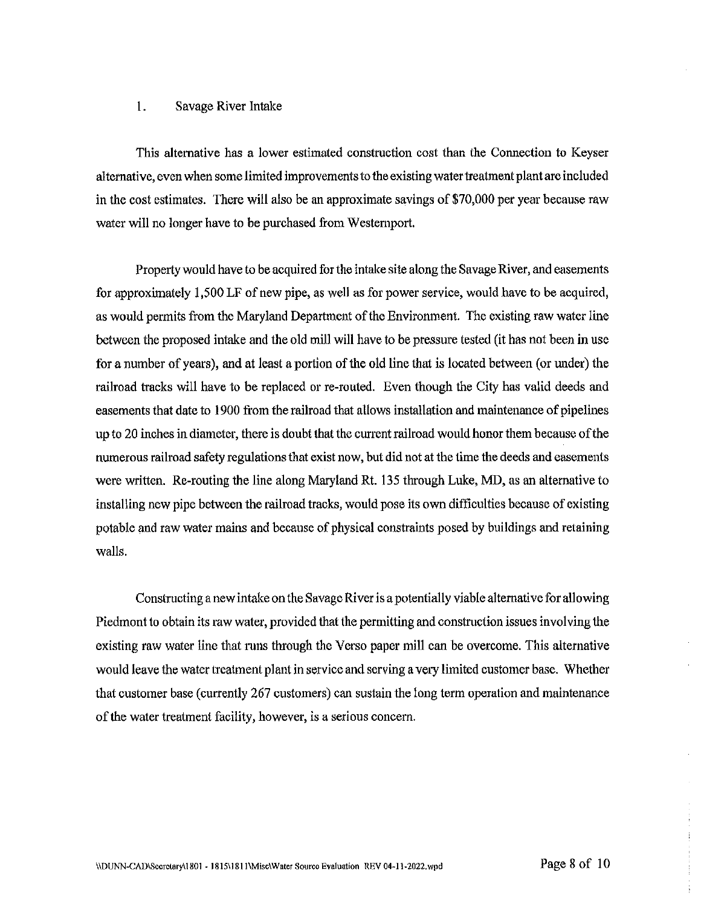1. Savage River Intake

This alternative has a lower estimated construction cost than the Connection to Keyser alternative, even when some limited improvements to the existing water treatment plant are included in the cost estimates. There will also be an approximate savings of $70,000 per year because raw water will no longer have to be purchased from Westernport.

Property would have to be acquired for the intake site along the Savage River, and easements for approximately 1,500 LF of new pipe, as well as for power service, would have to be acquired, as would permits from the Maryland Department of the Environment. The existing raw water line between the proposed intake and the old mill will have to be pressure tested (it has not been in use for a number of years), and at least a portion of the old line that is located between (or under) the railroad tracks will have to be replaced or re-routed. Even though the City has valid deeds and easements that date to 1900 from the railroad that allows installation and maintenance of pipelines up to 20 inches in diameter, there is doubt that the current railroad would honor them because of the numerous railroad safety regulations that exist now, but did not at the time the deeds and easements were written. Re-routing the line along Maryland Rt. 135 through Luke, MD, as an alternative to installing new pipe between the railroad tracks, would pose its own difficulties because of existing potable and raw water mains and because of physical constraints posed by buildings and retaining walls.

Constructing a new intake on the Savage River is a potentially viable alternative for allowing Piedmont to obtain its raw water, provided that the permitting and construction issues involving the existing raw water line that runs through the Verso paper mill can be overcome. This alternative would leave the water treatment plant in service and serving a very limited customer base. Whether that customer base (currently 267 customers) can sustain the long term operation and maintenance of the water treatment facility, however, is a serious concern.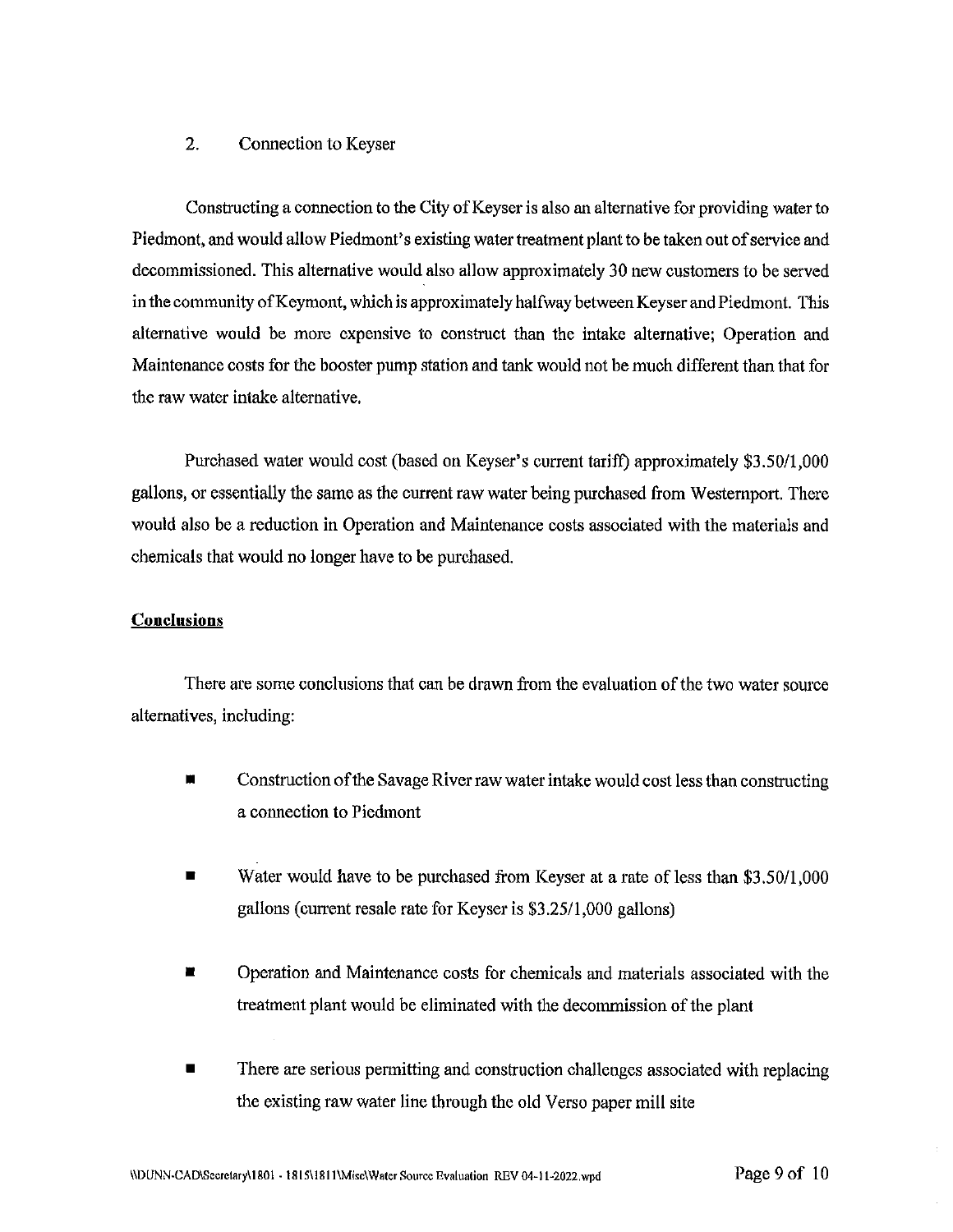2. Connection to Keyser

Constructing a connection to the City of Keyser is also an alternative for providing water to Piedmont, and would allow Piedmont's existing water treatment plant to be taken out of service and decommissioned. This alternative would also allow approximately 30 new customers to be served in the community of Keymont, which is approximately halfway between Keyser and Piedmont. This alternative would be more expensive to construct than the intake alternative; Operation and Maintenance costs for the booster pump station and tank would not be much different than that for the raw water intake alternative.

Purchased water would cost (based on Keyser's current tariff) approximately $3.50/1,000 gallons, or essentially the same as the current raw water being purchased from Westernport. There would also be a reduction in Operation and Maintenance costs associated with the materials and chemicals that would no longer have to be purchased.

**Conclusions**

There are some conclusions that can be drawn from the evaluation of the two water source alternatives, including:

- Construction of the Savage River raw water intake would cost less than constructing a connection to Piedmont
- Water would have to be purchased from Keyser at a rate of less than $3.50/1,000 gallons (current resale rate for Keyser is $3.25/1,000 gallons)
- Operation and Maintenance costs for chemicals and materials associated with the treatment plant would be eliminated with the decommission of the plant
- There are serious permitting and construction challenges associated with replacing the existing raw water line through the old Verso paper mill site

\\DUNN-CAD\Secretary\1801 - 1815\1811\Misc\Water Source Evaluation REV 04-11-2022.wpd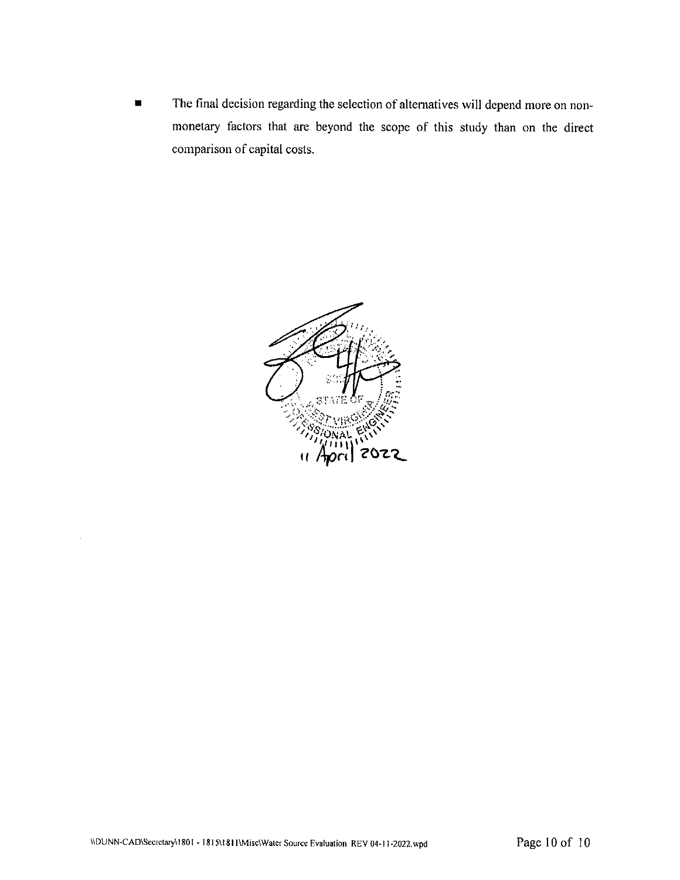- The final decision regarding the selection of alternatives will depend more on non-monetary factors that are beyond the scope of this study than on the direct comparison of capital costs.

STATE OF WEST VIRGINIA PROFESSIONAL ENGINEER

11 April 2022

\\DUNN-CAD\Secretary\1801 - 1815\1811\Misc\Water Source Evaluation REV 04-11-2022.wpd